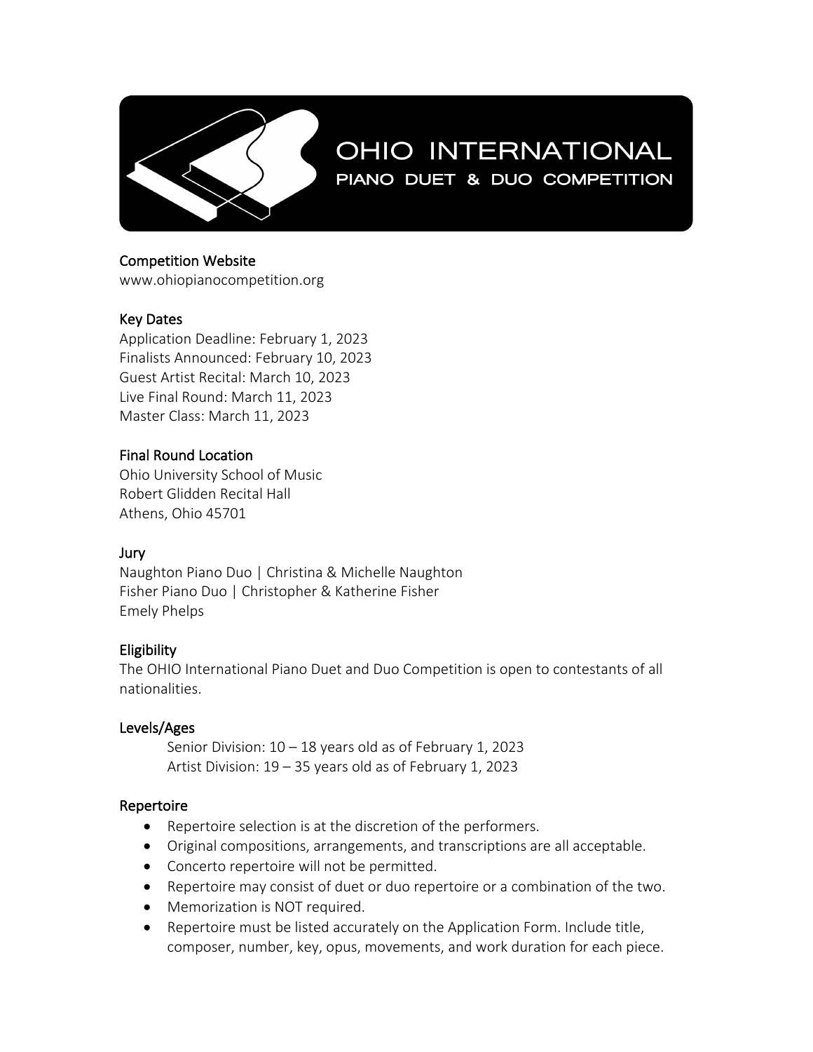# OHIO INTERNATIONAL
## PIANO DUET & DUO COMPETITION

### Competition Website
www.ohiopianocompetition.org

### Key Dates
Application Deadline: February 1, 2023
Finalists Announced: February 10, 2023
Guest Artist Recital: March 10, 2023
Live Final Round: March 11, 2023
Master Class: March 11, 2023

### Final Round Location
Ohio University School of Music
Robert Glidden Recital Hall
Athens, Ohio 45701

### Jury
Naughton Piano Duo | Christina & Michelle Naughton
Fisher Piano Duo | Christopher & Katherine Fisher
Emely Phelps

### Eligibility
The OHIO International Piano Duet and Duo Competition is open to contestants of all nationalities.

### Levels/Ages
Senior Division: 10 – 18 years old as of February 1, 2023
Artist Division: 19 – 35 years old as of February 1, 2023

### Repertoire
- Repertoire selection is at the discretion of the performers.
- Original compositions, arrangements, and transcriptions are all acceptable.
- Concerto repertoire will not be permitted.
- Repertoire may consist of duet or duo repertoire or a combination of the two.
- Memorization is NOT required.
- Repertoire must be listed accurately on the Application Form. Include title, composer, number, key, opus, movements, and work duration for each piece.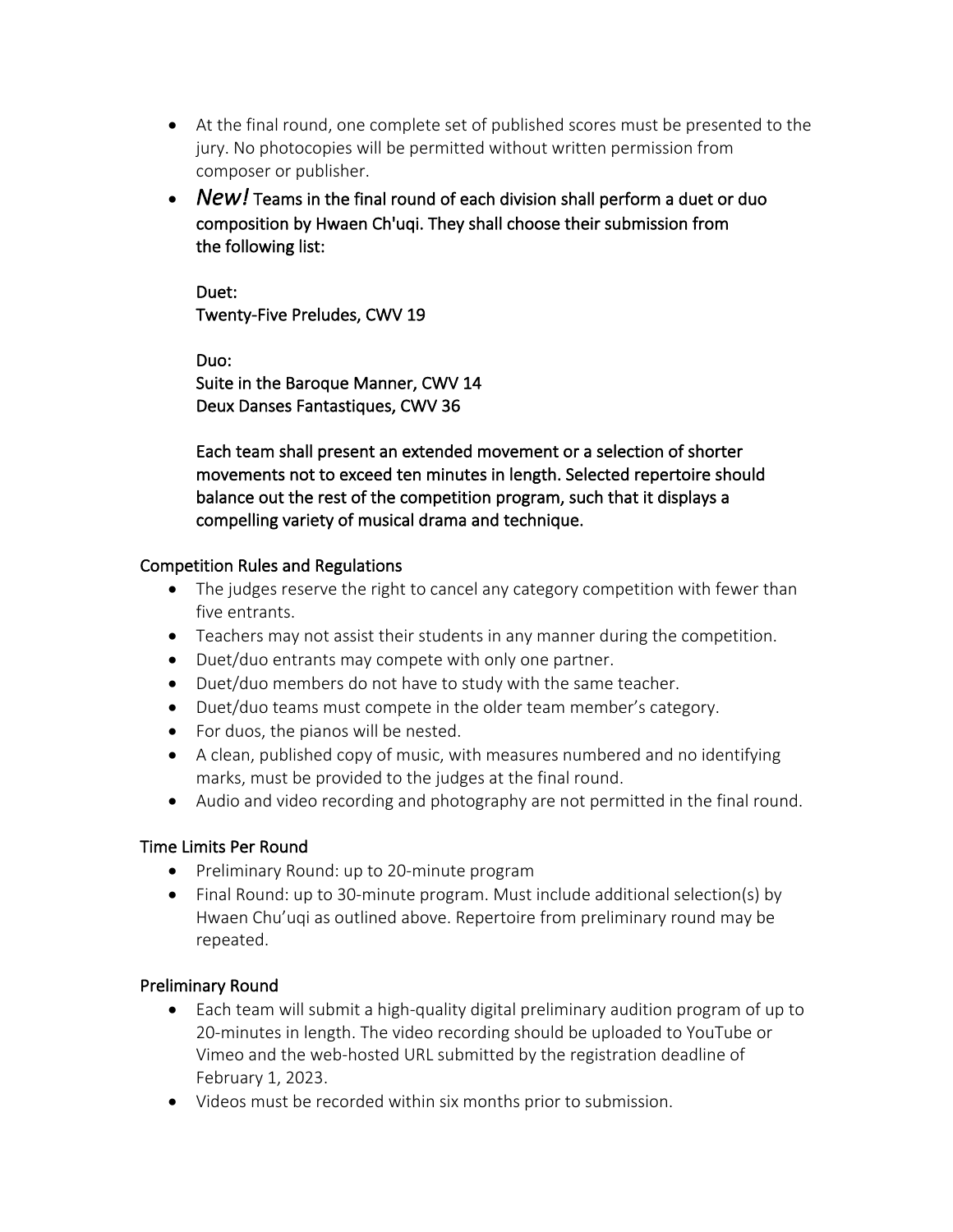- At the final round, one complete set of published scores must be presented to the jury. No photocopies will be permitted without written permission from composer or publisher.
- *New!* Teams in the final round of each division shall perform a duet or duo composition by Hwaen Ch'uqi. They shall choose their submission from the following list:

  Duet:
  Twenty-Five Preludes, CWV 19

  Duo:
  Suite in the Baroque Manner, CWV 14
  Deux Danses Fantastiques, CWV 36

  Each team shall present an extended movement or a selection of shorter movements not to exceed ten minutes in length. Selected repertoire should balance out the rest of the competition program, such that it displays a compelling variety of musical drama and technique.

### Competition Rules and Regulations

- The judges reserve the right to cancel any category competition with fewer than five entrants.
- Teachers may not assist their students in any manner during the competition.
- Duet/duo entrants may compete with only one partner.
- Duet/duo members do not have to study with the same teacher.
- Duet/duo teams must compete in the older team member's category.
- For duos, the pianos will be nested.
- A clean, published copy of music, with measures numbered and no identifying marks, must be provided to the judges at the final round.
- Audio and video recording and photography are not permitted in the final round.

### Time Limits Per Round

- Preliminary Round: up to 20-minute program
- Final Round: up to 30-minute program. Must include additional selection(s) by Hwaen Chu'uqi as outlined above. Repertoire from preliminary round may be repeated.

### Preliminary Round

- Each team will submit a high-quality digital preliminary audition program of up to 20-minutes in length. The video recording should be uploaded to YouTube or Vimeo and the web-hosted URL submitted by the registration deadline of February 1, 2023.
- Videos must be recorded within six months prior to submission.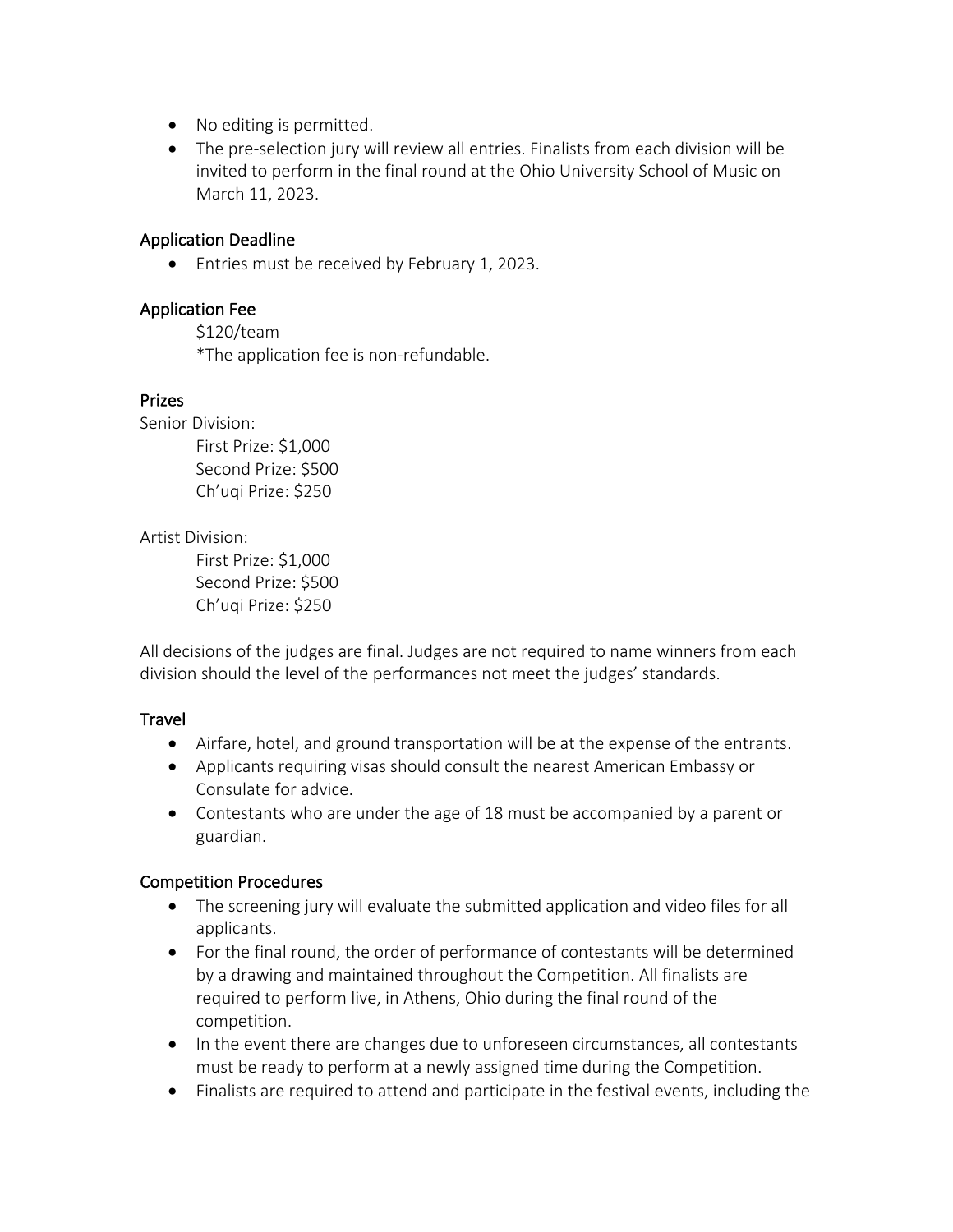- No editing is permitted.
- The pre-selection jury will review all entries. Finalists from each division will be invited to perform in the final round at the Ohio University School of Music on March 11, 2023.

## Application Deadline

- Entries must be received by February 1, 2023.

## Application Fee

$120/team
*The application fee is non-refundable.

## Prizes

Senior Division:

First Prize: $1,000
Second Prize: $500
Ch'uqi Prize: $250

Artist Division:

First Prize: $1,000
Second Prize: $500
Ch'uqi Prize: $250

All decisions of the judges are final. Judges are not required to name winners from each division should the level of the performances not meet the judges' standards.

## Travel

- Airfare, hotel, and ground transportation will be at the expense of the entrants.
- Applicants requiring visas should consult the nearest American Embassy or Consulate for advice.
- Contestants who are under the age of 18 must be accompanied by a parent or guardian.

## Competition Procedures

- The screening jury will evaluate the submitted application and video files for all applicants.
- For the final round, the order of performance of contestants will be determined by a drawing and maintained throughout the Competition. All finalists are required to perform live, in Athens, Ohio during the final round of the competition.
- In the event there are changes due to unforeseen circumstances, all contestants must be ready to perform at a newly assigned time during the Competition.
- Finalists are required to attend and participate in the festival events, including the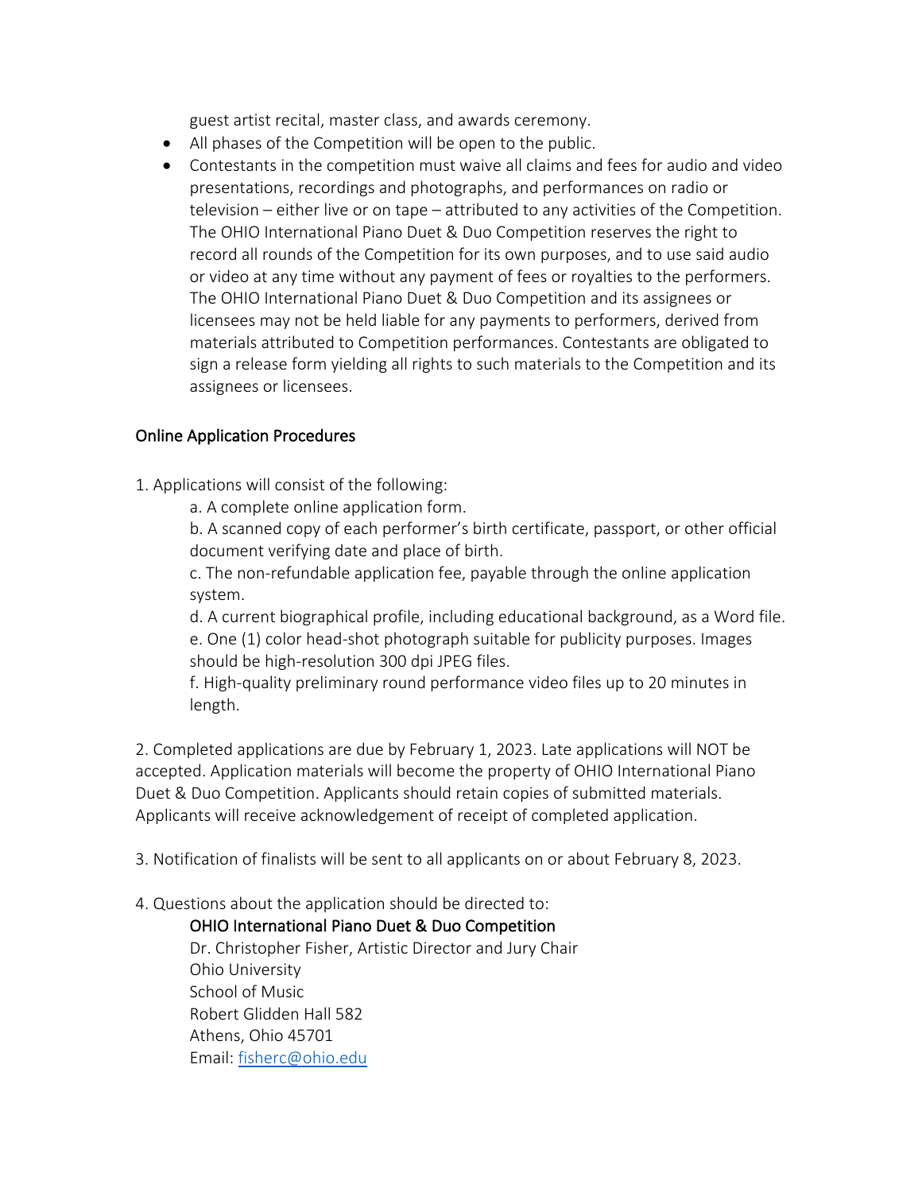guest artist recital, master class, and awards ceremony.

- All phases of the Competition will be open to the public.
- Contestants in the competition must waive all claims and fees for audio and video presentations, recordings and photographs, and performances on radio or television – either live or on tape – attributed to any activities of the Competition. The OHIO International Piano Duet & Duo Competition reserves the right to record all rounds of the Competition for its own purposes, and to use said audio or video at any time without any payment of fees or royalties to the performers. The OHIO International Piano Duet & Duo Competition and its assignees or licensees may not be held liable for any payments to performers, derived from materials attributed to Competition performances. Contestants are obligated to sign a release form yielding all rights to such materials to the Competition and its assignees or licensees.

## Online Application Procedures

1. Applications will consist of the following:
   a. A complete online application form.
   b. A scanned copy of each performer's birth certificate, passport, or other official document verifying date and place of birth.
   c. The non-refundable application fee, payable through the online application system.
   d. A current biographical profile, including educational background, as a Word file.
   e. One (1) color head-shot photograph suitable for publicity purposes. Images should be high-resolution 300 dpi JPEG files.
   f. High-quality preliminary round performance video files up to 20 minutes in length.

2. Completed applications are due by February 1, 2023. Late applications will NOT be accepted. Application materials will become the property of OHIO International Piano Duet & Duo Competition. Applicants should retain copies of submitted materials. Applicants will receive acknowledgement of receipt of completed application.

3. Notification of finalists will be sent to all applicants on or about February 8, 2023.

4. Questions about the application should be directed to:

   OHIO International Piano Duet & Duo Competition
   Dr. Christopher Fisher, Artistic Director and Jury Chair
   Ohio University
   School of Music
   Robert Glidden Hall 582
   Athens, Ohio 45701
   Email: fisherc@ohio.edu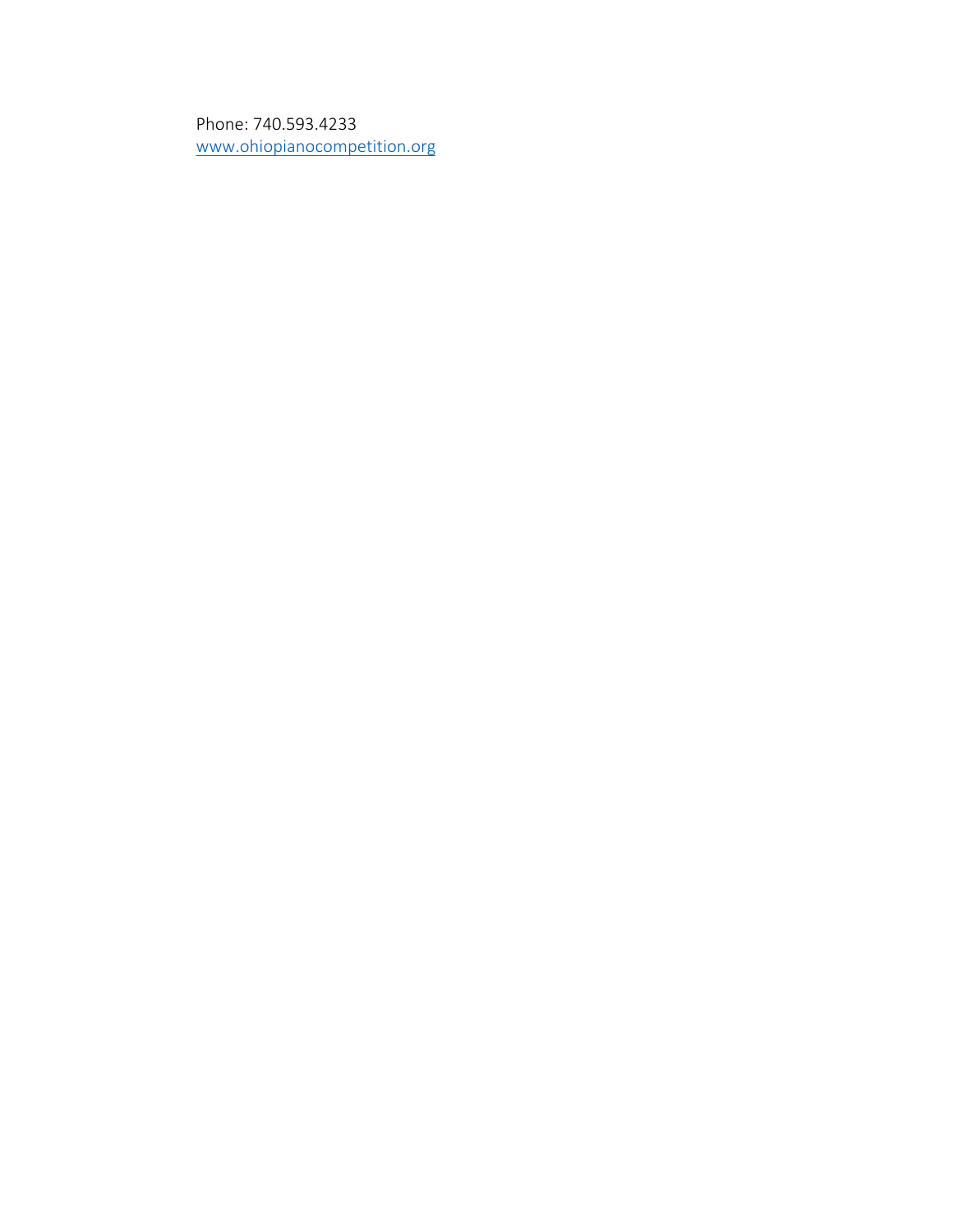Phone: 740.593.4233
[www.ohiopianocompetition.org](http://www.ohiopianocompetition.org)